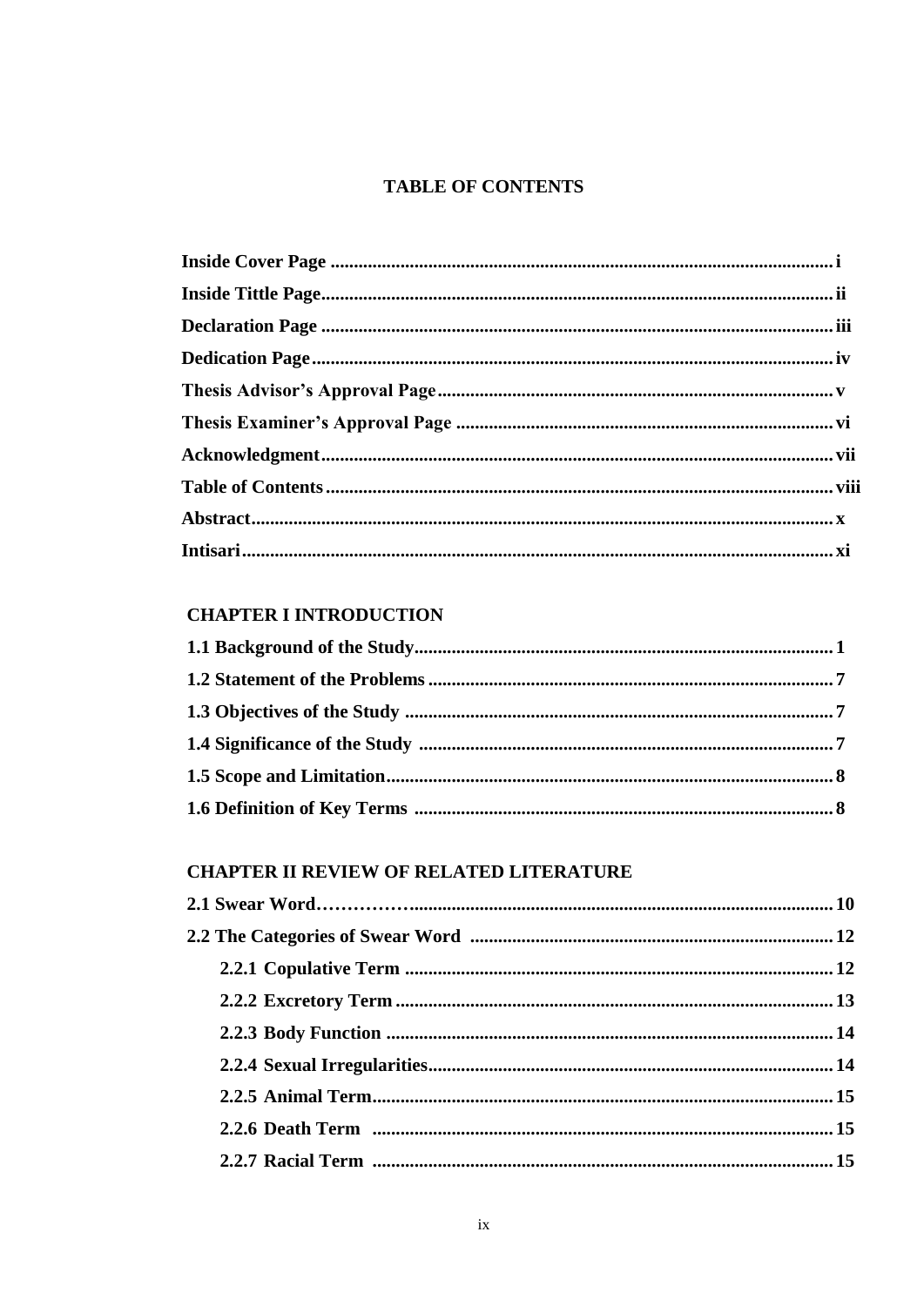# TABLE OF CONTENTS

**Inside Cover Page ........................................................................................................ i**
**Inside Tittle Page.......................................................................................................... ii**
**Declaration Page .......................................................................................................... iii**
**Dedication Page............................................................................................................ iv**
**Thesis Advisor's Approval Page ................................................................................. v**
**Thesis Examiner's Approval Page ............................................................................. vi**
**Acknowledgment.......................................................................................................... vii**
**Table of Contents.......................................................................................................... viii**
**Abstract.......................................................................................................................... x**
**Intisari............................................................................................................................ xi**

## CHAPTER I INTRODUCTION

**1.1 Background of the Study..................................................................................... 1**
**1.2 Statement of the Problems ................................................................................... 7**
**1.3 Objectives of the Study ........................................................................................ 7**
**1.4 Significance of the Study .................................................................................... 7**
**1.5 Scope and Limitation............................................................................................ 8**
**1.6 Definition of Key Terms ...................................................................................... 8**

## CHAPTER II REVIEW OF RELATED LITERATURE

**2.1 Swear Word……………........................................................................................ 10**
**2.2 The Categories of Swear Word ........................................................................... 12**
- **2.2.1 Copulative Term ......................................................................................... 12**
- **2.2.2 Excretory Term ........................................................................................... 13**
- **2.2.3 Body Function ............................................................................................ 14**
- **2.2.4 Sexual Irregularities.................................................................................... 14**
- **2.2.5 Animal Term................................................................................................ 15**
- **2.2.6 Death Term ................................................................................................. 15**
- **2.2.7 Racial Term ................................................................................................ 15**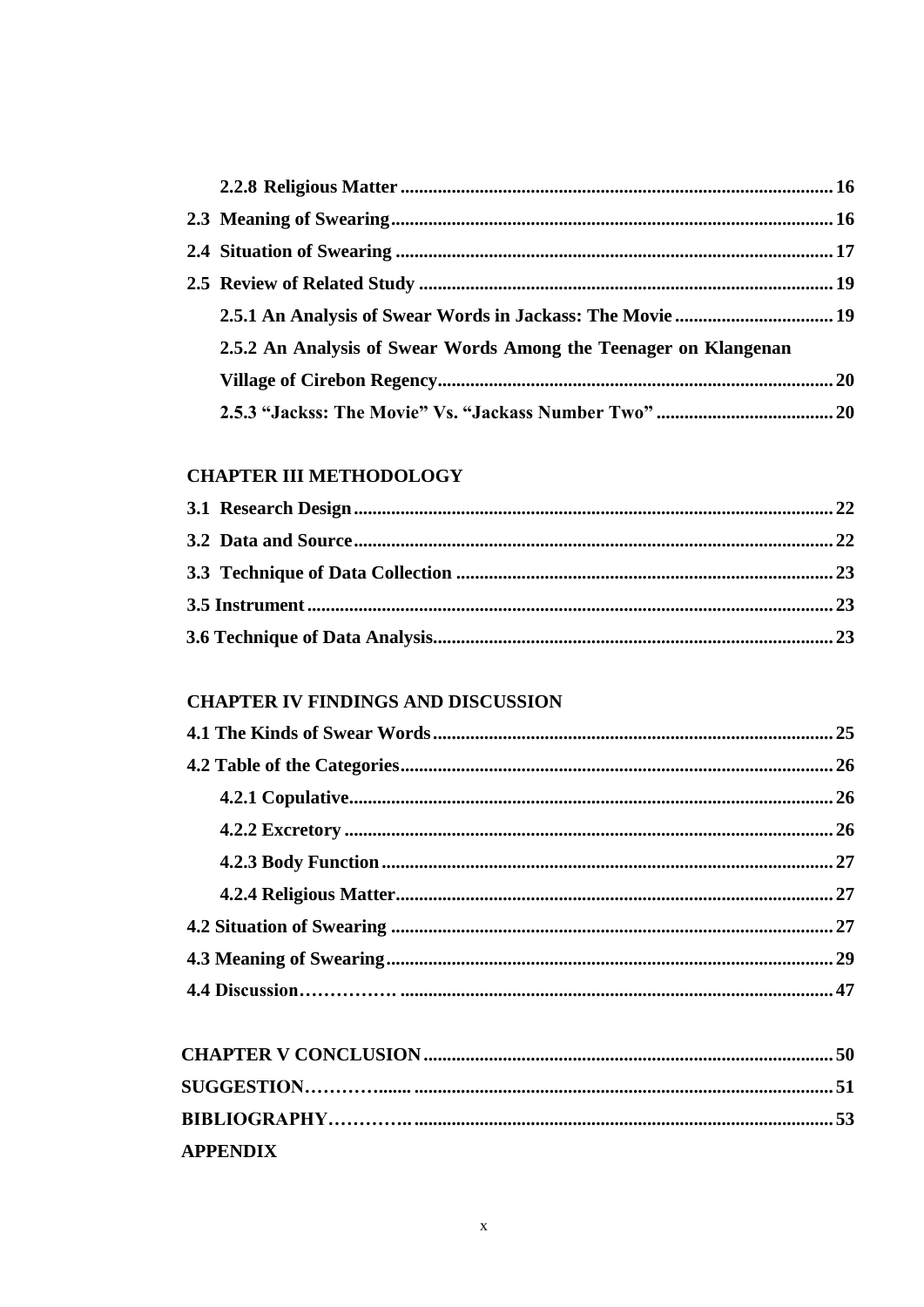**2.2.8 Religious Matter .......... 16**

**2.3 Meaning of Swearing .......... 16**

**2.4 Situation of Swearing .......... 17**

**2.5 Review of Related Study .......... 19**

**2.5.1 An Analysis of Swear Words in Jackass: The Movie .......... 19**

**2.5.2 An Analysis of Swear Words Among the Teenager on Klangenan Village of Cirebon Regency .......... 20**

**2.5.3 "Jackss: The Movie" Vs. "Jackass Number Two" .......... 20**

**CHAPTER III METHODOLOGY**

**3.1 Research Design .......... 22**

**3.2 Data and Source .......... 22**

**3.3 Technique of Data Collection .......... 23**

**3.5 Instrument .......... 23**

**3.6 Technique of Data Analysis .......... 23**

**CHAPTER IV FINDINGS AND DISCUSSION**

**4.1 The Kinds of Swear Words .......... 25**

**4.2 Table of the Categories .......... 26**

**4.2.1 Copulative .......... 26**

**4.2.2 Excretory .......... 26**

**4.2.3 Body Function .......... 27**

**4.2.4 Religious Matter .......... 27**

**4.2 Situation of Swearing .......... 27**

**4.3 Meaning of Swearing .......... 29**

**4.4 Discussion……………. .......... 47**

**CHAPTER V CONCLUSION .......... 50**

**SUGGESTION……….…... .......... 51**

**BIBLIOGRAPHY………….. .......... 53**

**APPENDIX**